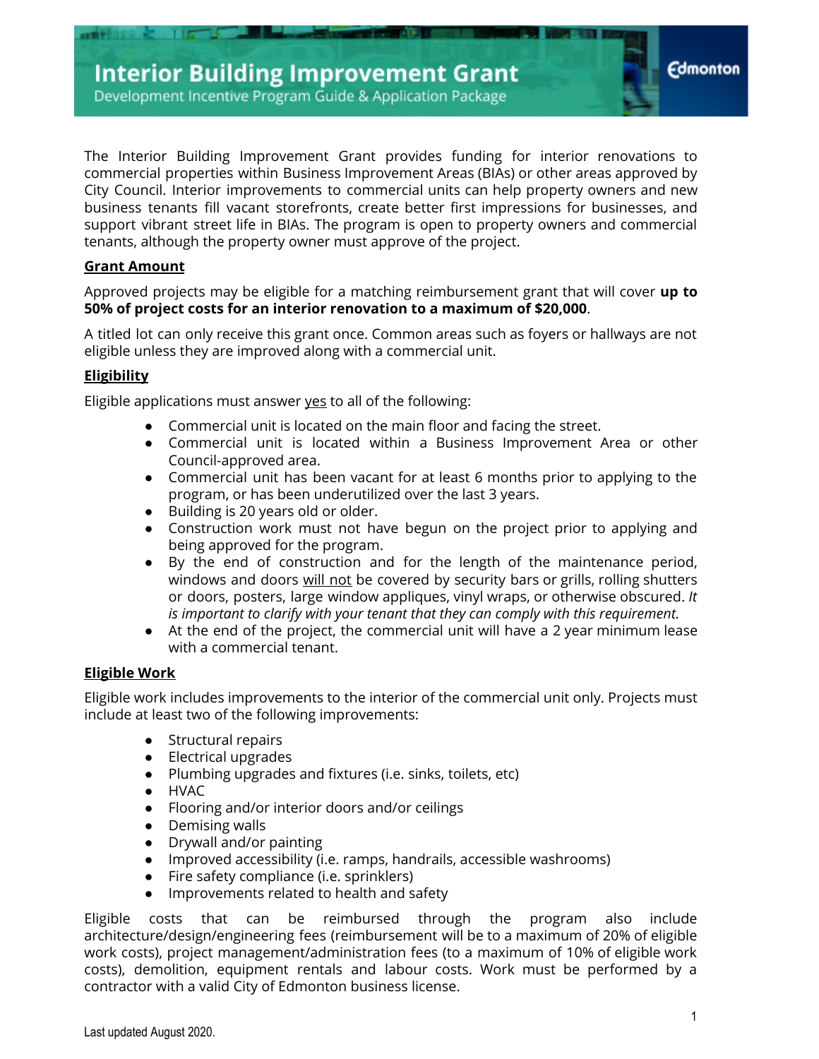# Interior Building Improvement Grant

Development Incentive Program Guide & Application Package

The Interior Building Improvement Grant provides funding for interior renovations to commercial properties within Business Improvement Areas (BIAs) or other areas approved by City Council. Interior improvements to commercial units can help property owners and new business tenants fill vacant storefronts, create better first impressions for businesses, and support vibrant street life in BIAs. The program is open to property owners and commercial tenants, although the property owner must approve of the project.

## Grant Amount

Approved projects may be eligible for a matching reimbursement grant that will cover **up to 50% of project costs for an interior renovation to a maximum of $20,000**.

A titled lot can only receive this grant once. Common areas such as foyers or hallways are not eligible unless they are improved along with a commercial unit.

## Eligibility

Eligible applications must answer yes to all of the following:

- Commercial unit is located on the main floor and facing the street.
- Commercial unit is located within a Business Improvement Area or other Council-approved area.
- Commercial unit has been vacant for at least 6 months prior to applying to the program, or has been underutilized over the last 3 years.
- Building is 20 years old or older.
- Construction work must not have begun on the project prior to applying and being approved for the program.
- By the end of construction and for the length of the maintenance period, windows and doors will not be covered by security bars or grills, rolling shutters or doors, posters, large window appliques, vinyl wraps, or otherwise obscured. *It is important to clarify with your tenant that they can comply with this requirement.*
- At the end of the project, the commercial unit will have a 2 year minimum lease with a commercial tenant.

## Eligible Work

Eligible work includes improvements to the interior of the commercial unit only. Projects must include at least two of the following improvements:

- Structural repairs
- Electrical upgrades
- Plumbing upgrades and fixtures (i.e. sinks, toilets, etc)
- HVAC
- Flooring and/or interior doors and/or ceilings
- Demising walls
- Drywall and/or painting
- Improved accessibility (i.e. ramps, handrails, accessible washrooms)
- Fire safety compliance (i.e. sprinklers)
- Improvements related to health and safety

Eligible costs that can be reimbursed through the program also include architecture/design/engineering fees (reimbursement will be to a maximum of 20% of eligible work costs), project management/administration fees (to a maximum of 10% of eligible work costs), demolition, equipment rentals and labour costs. Work must be performed by a contractor with a valid City of Edmonton business license.

Last updated August 2020.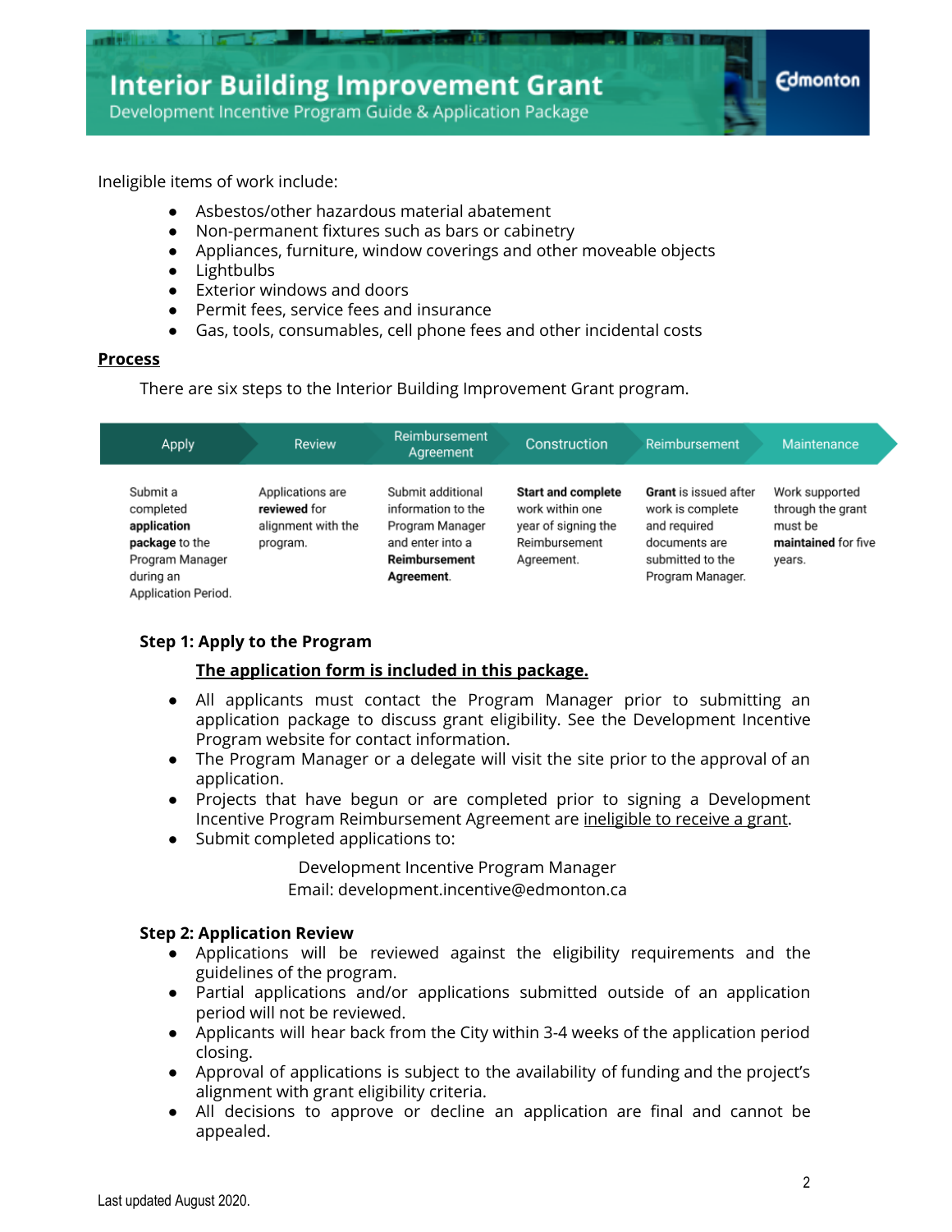Ineligible items of work include:

- Asbestos/other hazardous material abatement
- Non-permanent fixtures such as bars or cabinetry
- Appliances, furniture, window coverings and other moveable objects
- Lightbulbs
- Exterior windows and doors
- Permit fees, service fees and insurance
- Gas, tools, consumables, cell phone fees and other incidental costs

## Process

There are six steps to the Interior Building Improvement Grant program.

| Apply | Review | Reimbursement Agreement | Construction | Reimbursement | Maintenance |
|---|---|---|---|---|---|
| Submit a completed **application package** to the Program Manager during an Application Period. | Applications are **reviewed** for alignment with the program. | Submit additional information to the Program Manager and enter into a **Reimbursement Agreement**. | **Start and complete** work within one year of signing the Reimbursement Agreement. | **Grant** is issued after work is complete and required documents are submitted to the Program Manager. | Work supported through the grant must be **maintained** for five years. |

### Step 1: Apply to the Program

**<u>The application form is included in this package.</u>**

- All applicants must contact the Program Manager prior to submitting an application package to discuss grant eligibility. See the Development Incentive Program website for contact information.
- The Program Manager or a delegate will visit the site prior to the approval of an application.
- Projects that have begun or are completed prior to signing a Development Incentive Program Reimbursement Agreement are <u>ineligible to receive a grant</u>.
- Submit completed applications to:

Development Incentive Program Manager
Email: development.incentive@edmonton.ca

### Step 2: Application Review

- Applications will be reviewed against the eligibility requirements and the guidelines of the program.
- Partial applications and/or applications submitted outside of an application period will not be reviewed.
- Applicants will hear back from the City within 3-4 weeks of the application period closing.
- Approval of applications is subject to the availability of funding and the project's alignment with grant eligibility criteria.
- All decisions to approve or decline an application are final and cannot be appealed.

Last updated August 2020.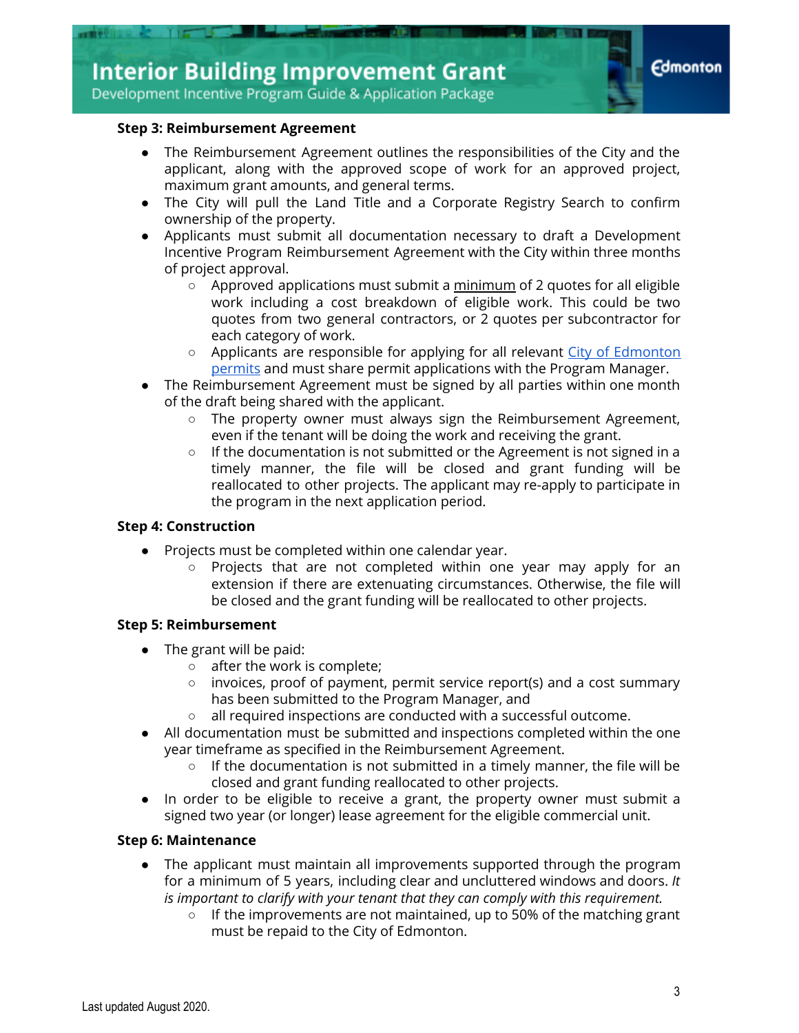### Step 3: Reimbursement Agreement

- The Reimbursement Agreement outlines the responsibilities of the City and the applicant, along with the approved scope of work for an approved project, maximum grant amounts, and general terms.
- The City will pull the Land Title and a Corporate Registry Search to confirm ownership of the property.
- Applicants must submit all documentation necessary to draft a Development Incentive Program Reimbursement Agreement with the City within three months of project approval.
  - Approved applications must submit a <u>minimum</u> of 2 quotes for all eligible work including a cost breakdown of eligible work. This could be two quotes from two general contractors, or 2 quotes per subcontractor for each category of work.
  - Applicants are responsible for applying for all relevant City of Edmonton permits and must share permit applications with the Program Manager.
- The Reimbursement Agreement must be signed by all parties within one month of the draft being shared with the applicant.
  - The property owner must always sign the Reimbursement Agreement, even if the tenant will be doing the work and receiving the grant.
  - If the documentation is not submitted or the Agreement is not signed in a timely manner, the file will be closed and grant funding will be reallocated to other projects. The applicant may re-apply to participate in the program in the next application period.

### Step 4: Construction

- Projects must be completed within one calendar year.
  - Projects that are not completed within one year may apply for an extension if there are extenuating circumstances. Otherwise, the file will be closed and the grant funding will be reallocated to other projects.

### Step 5: Reimbursement

- The grant will be paid:
  - after the work is complete;
  - invoices, proof of payment, permit service report(s) and a cost summary has been submitted to the Program Manager, and
  - all required inspections are conducted with a successful outcome.
- All documentation must be submitted and inspections completed within the one year timeframe as specified in the Reimbursement Agreement.
  - If the documentation is not submitted in a timely manner, the file will be closed and grant funding reallocated to other projects.
- In order to be eligible to receive a grant, the property owner must submit a signed two year (or longer) lease agreement for the eligible commercial unit.

### Step 6: Maintenance

- The applicant must maintain all improvements supported through the program for a minimum of 5 years, including clear and uncluttered windows and doors. *It is important to clarify with your tenant that they can comply with this requirement.*
  - If the improvements are not maintained, up to 50% of the matching grant must be repaid to the City of Edmonton.

Last updated August 2020.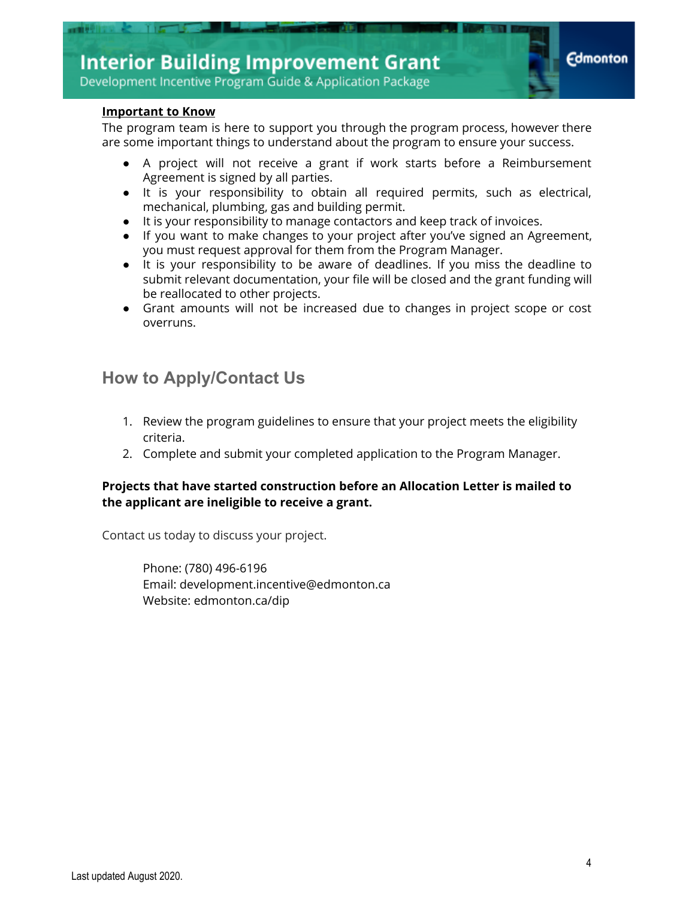**Important to Know**

The program team is here to support you through the program process, however there are some important things to understand about the program to ensure your success.

- A project will not receive a grant if work starts before a Reimbursement Agreement is signed by all parties.
- It is your responsibility to obtain all required permits, such as electrical, mechanical, plumbing, gas and building permit.
- It is your responsibility to manage contactors and keep track of invoices.
- If you want to make changes to your project after you've signed an Agreement, you must request approval for them from the Program Manager.
- It is your responsibility to be aware of deadlines. If you miss the deadline to submit relevant documentation, your file will be closed and the grant funding will be reallocated to other projects.
- Grant amounts will not be increased due to changes in project scope or cost overruns.

## How to Apply/Contact Us

1. Review the program guidelines to ensure that your project meets the eligibility criteria.
2. Complete and submit your completed application to the Program Manager.

**Projects that have started construction before an Allocation Letter is mailed to the applicant are ineligible to receive a grant.**

Contact us today to discuss your project.

Phone: (780) 496-6196
Email: development.incentive@edmonton.ca
Website: edmonton.ca/dip

Last updated August 2020.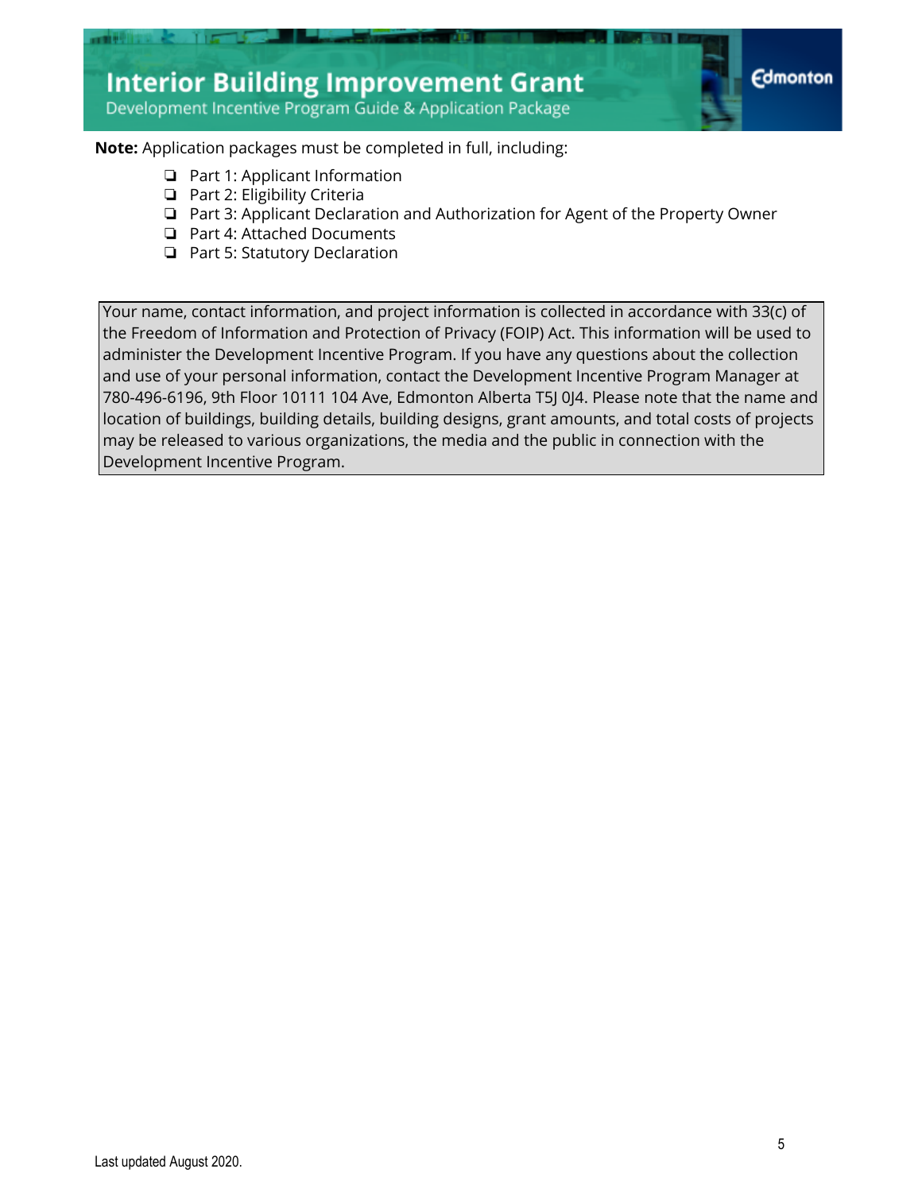**Note:** Application packages must be completed in full, including:

- ❏ Part 1: Applicant Information
- ❏ Part 2: Eligibility Criteria
- ❏ Part 3: Applicant Declaration and Authorization for Agent of the Property Owner
- ❏ Part 4: Attached Documents
- ❏ Part 5: Statutory Declaration

> Your name, contact information, and project information is collected in accordance with 33(c) of the Freedom of Information and Protection of Privacy (FOIP) Act. This information will be used to administer the Development Incentive Program. If you have any questions about the collection and use of your personal information, contact the Development Incentive Program Manager at 780-496-6196, 9th Floor 10111 104 Ave, Edmonton Alberta T5J 0J4. Please note that the name and location of buildings, building details, building designs, grant amounts, and total costs of projects may be released to various organizations, the media and the public in connection with the Development Incentive Program.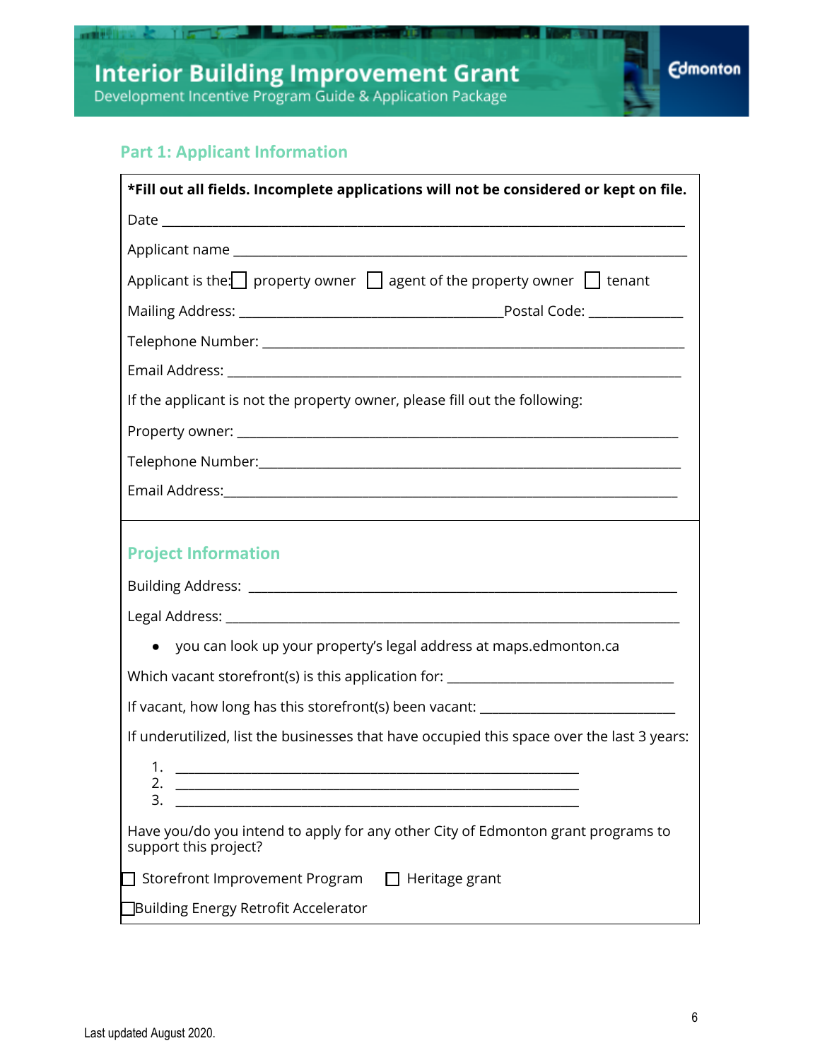## Part 1: Applicant Information

**\*Fill out all fields. Incomplete applications will not be considered or kept on file.**

Date ___________________________________________________________________

Applicant name ___________________________________________________________

Applicant is the: ☐ property owner ☐ agent of the property owner ☐ tenant

Mailing Address: ______________________________Postal Code: ___________

Telephone Number: _______________________________________________________

Email Address: __________________________________________________________

If the applicant is not the property owner, please fill out the following:

Property owner: _________________________________________________________

Telephone Number:_______________________________________________________

Email Address:___________________________________________________________

## Project Information

Building Address: ________________________________________________________

Legal Address: __________________________________________________________

- you can look up your property's legal address at maps.edmonton.ca

Which vacant storefront(s) is this application for: __________________________

If vacant, how long has this storefront(s) been vacant: _______________________

If underutilized, list the businesses that have occupied this space over the last 3 years:

1. ______________________________________________
2. ______________________________________________
3. ______________________________________________

Have you/do you intend to apply for any other City of Edmonton grant programs to support this project?

☐ Storefront Improvement Program ☐ Heritage grant

☐ Building Energy Retrofit Accelerator

Last updated August 2020.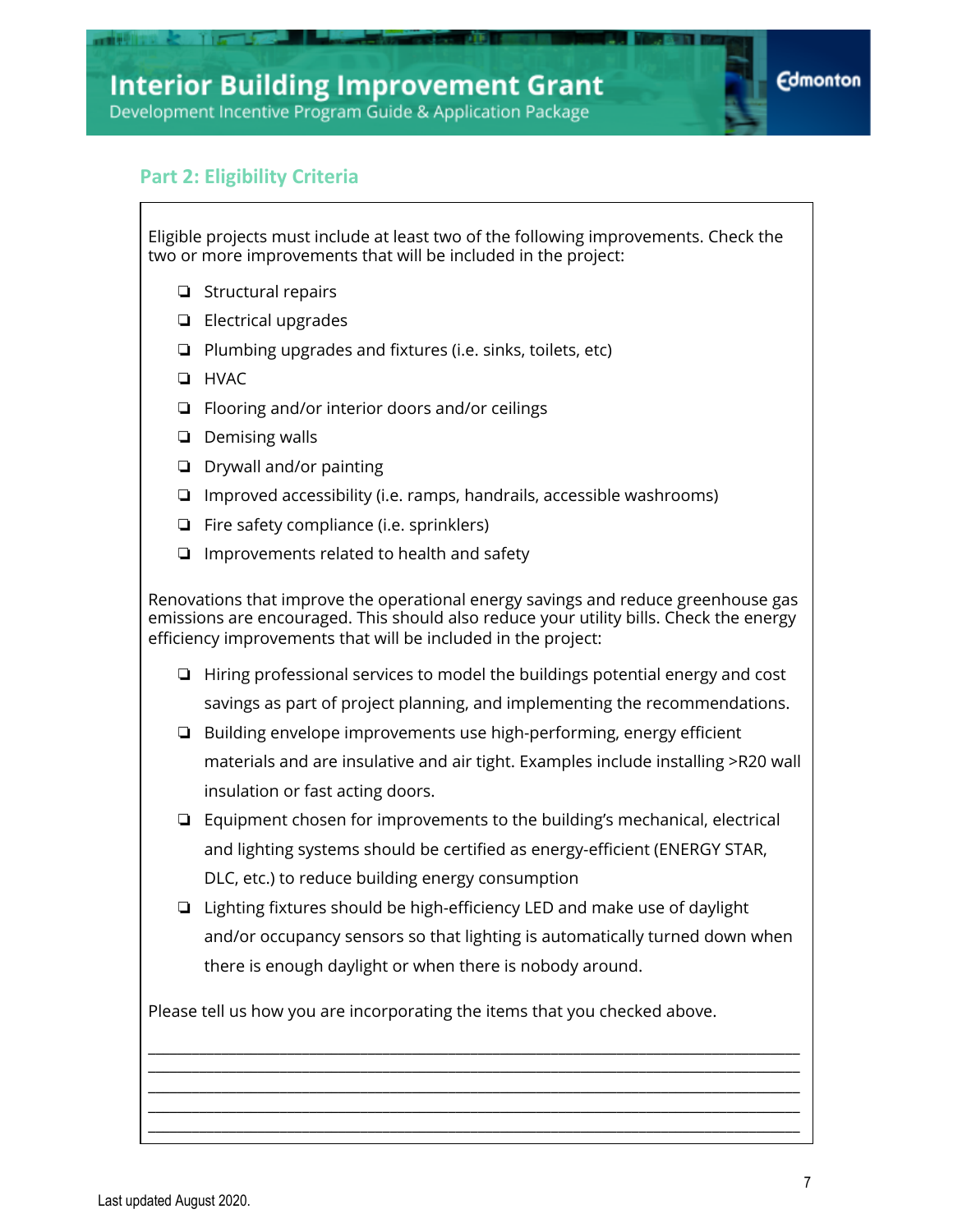## Part 2: Eligibility Criteria

Eligible projects must include at least two of the following improvements. Check the two or more improvements that will be included in the project:

- ❏ Structural repairs
- ❏ Electrical upgrades
- ❏ Plumbing upgrades and fixtures (i.e. sinks, toilets, etc)
- ❏ HVAC
- ❏ Flooring and/or interior doors and/or ceilings
- ❏ Demising walls
- ❏ Drywall and/or painting
- ❏ Improved accessibility (i.e. ramps, handrails, accessible washrooms)
- ❏ Fire safety compliance (i.e. sprinklers)
- ❏ Improvements related to health and safety

Renovations that improve the operational energy savings and reduce greenhouse gas emissions are encouraged. This should also reduce your utility bills. Check the energy efficiency improvements that will be included in the project:

- ❏ Hiring professional services to model the buildings potential energy and cost savings as part of project planning, and implementing the recommendations.
- ❏ Building envelope improvements use high-performing, energy efficient materials and are insulative and air tight. Examples include installing >R20 wall insulation or fast acting doors.
- ❏ Equipment chosen for improvements to the building's mechanical, electrical and lighting systems should be certified as energy-efficient (ENERGY STAR, DLC, etc.) to reduce building energy consumption
- ❏ Lighting fixtures should be high-efficiency LED and make use of daylight and/or occupancy sensors so that lighting is automatically turned down when there is enough daylight or when there is nobody around.

Please tell us how you are incorporating the items that you checked above.

\_\_\_\_\_\_\_\_\_\_\_\_\_\_\_\_\_\_\_\_\_\_\_\_\_\_\_\_\_\_\_\_\_\_\_\_\_\_\_\_\_\_\_\_\_\_\_\_\_\_\_\_\_\_\_\_\_\_\_\_\_\_\_\_\_\_\_\_\_\_\_\_\_\_\_\_\_\_

\_\_\_\_\_\_\_\_\_\_\_\_\_\_\_\_\_\_\_\_\_\_\_\_\_\_\_\_\_\_\_\_\_\_\_\_\_\_\_\_\_\_\_\_\_\_\_\_\_\_\_\_\_\_\_\_\_\_\_\_\_\_\_\_\_\_\_\_\_\_\_\_\_\_\_\_\_\_

\_\_\_\_\_\_\_\_\_\_\_\_\_\_\_\_\_\_\_\_\_\_\_\_\_\_\_\_\_\_\_\_\_\_\_\_\_\_\_\_\_\_\_\_\_\_\_\_\_\_\_\_\_\_\_\_\_\_\_\_\_\_\_\_\_\_\_\_\_\_\_\_\_\_\_\_\_\_

\_\_\_\_\_\_\_\_\_\_\_\_\_\_\_\_\_\_\_\_\_\_\_\_\_\_\_\_\_\_\_\_\_\_\_\_\_\_\_\_\_\_\_\_\_\_\_\_\_\_\_\_\_\_\_\_\_\_\_\_\_\_\_\_\_\_\_\_\_\_\_\_\_\_\_\_\_\_

\_\_\_\_\_\_\_\_\_\_\_\_\_\_\_\_\_\_\_\_\_\_\_\_\_\_\_\_\_\_\_\_\_\_\_\_\_\_\_\_\_\_\_\_\_\_\_\_\_\_\_\_\_\_\_\_\_\_\_\_\_\_\_\_\_\_\_\_\_\_\_\_\_\_\_\_\_\_

Last updated August 2020.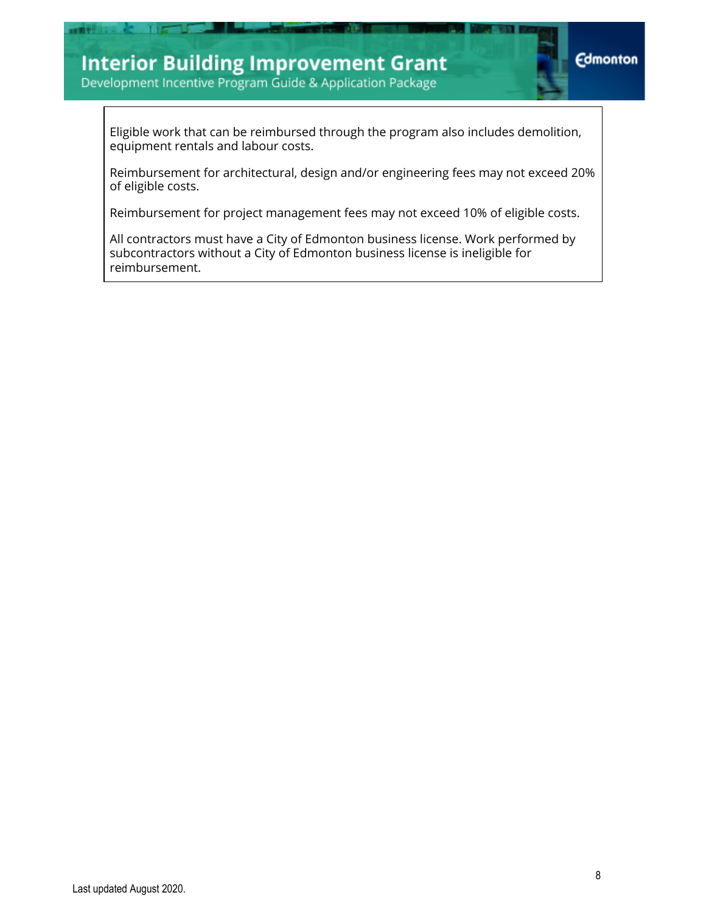Eligible work that can be reimbursed through the program also includes demolition, equipment rentals and labour costs.

Reimbursement for architectural, design and/or engineering fees may not exceed 20% of eligible costs.

Reimbursement for project management fees may not exceed 10% of eligible costs.

All contractors must have a City of Edmonton business license. Work performed by subcontractors without a City of Edmonton business license is ineligible for reimbursement.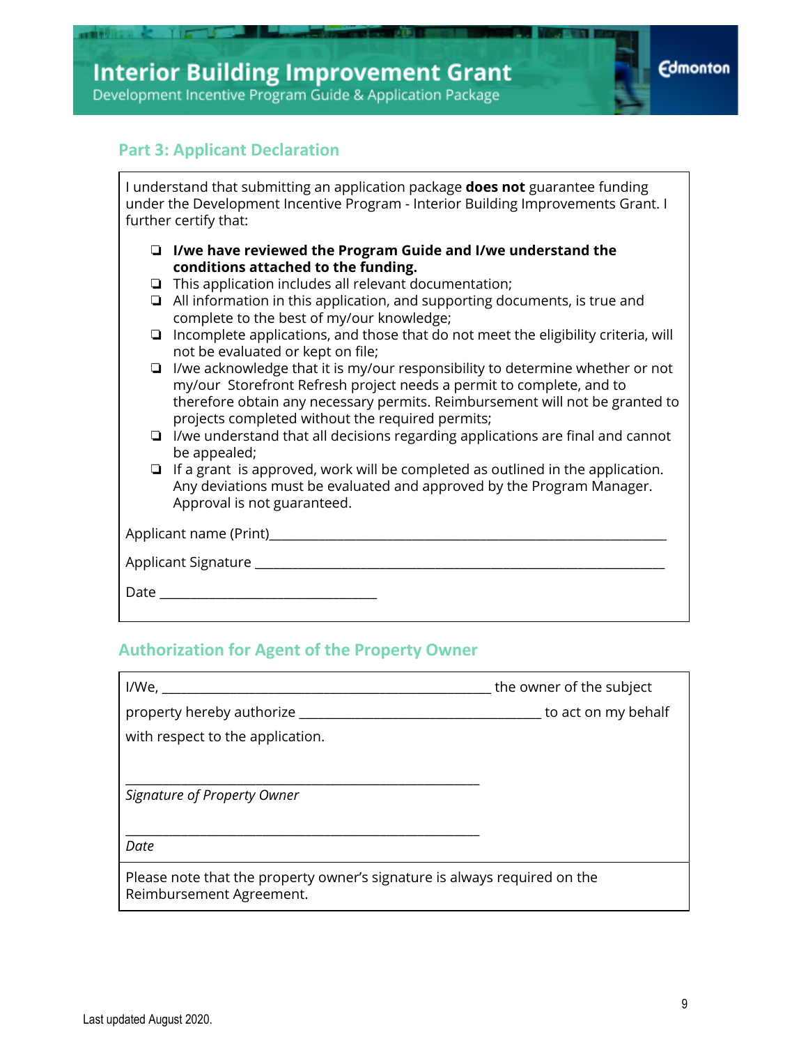## Part 3: Applicant Declaration

I understand that submitting an application package **does not** guarantee funding under the Development Incentive Program - Interior Building Improvements Grant. I further certify that:

- ❑ **I/we have reviewed the Program Guide and I/we understand the conditions attached to the funding.**
- ❑ This application includes all relevant documentation;
- ❑ All information in this application, and supporting documents, is true and complete to the best of my/our knowledge;
- ❑ Incomplete applications, and those that do not meet the eligibility criteria, will not be evaluated or kept on file;
- ❑ I/we acknowledge that it is my/our responsibility to determine whether or not my/our Storefront Refresh project needs a permit to complete, and to therefore obtain any necessary permits. Reimbursement will not be granted to projects completed without the required permits;
- ❑ I/we understand that all decisions regarding applications are final and cannot be appealed;
- ❑ If a grant is approved, work will be completed as outlined in the application. Any deviations must be evaluated and approved by the Program Manager. Approval is not guaranteed.

Applicant name (Print)_______________________________________________

Applicant Signature _______________________________________________

Date ______________________________

## Authorization for Agent of the Property Owner

I/We, ______________________________________ the owner of the subject property hereby authorize ____________________________ to act on my behalf with respect to the application.

_____________________________________________

*Signature of Property Owner*

_____________________________________________

*Date*

Please note that the property owner's signature is always required on the Reimbursement Agreement.

Last updated August 2020.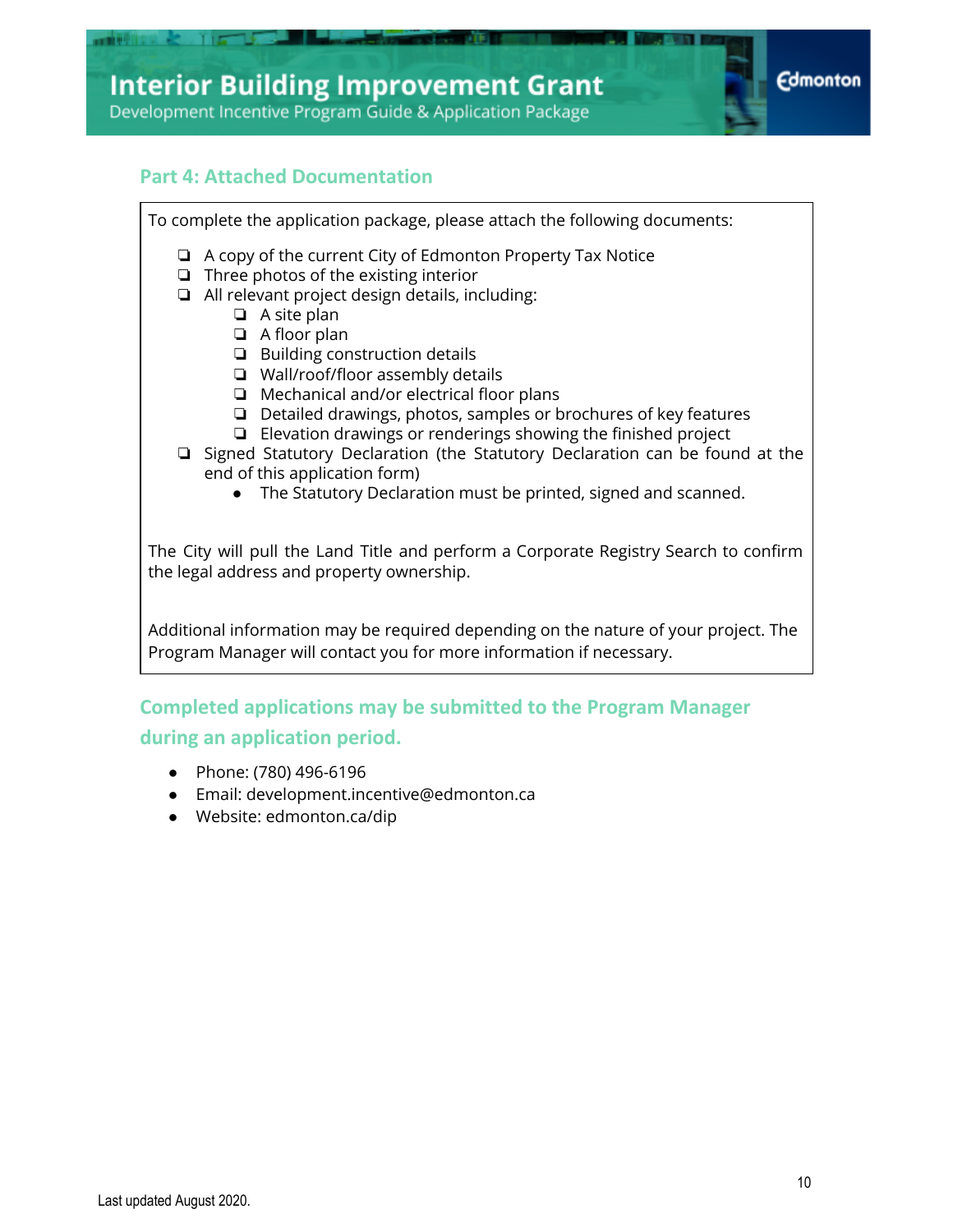## Part 4: Attached Documentation

To complete the application package, please attach the following documents:

- ❏ A copy of the current City of Edmonton Property Tax Notice
- ❏ Three photos of the existing interior
- ❏ All relevant project design details, including:
  - ❏ A site plan
  - ❏ A floor plan
  - ❏ Building construction details
  - ❏ Wall/roof/floor assembly details
  - ❏ Mechanical and/or electrical floor plans
  - ❏ Detailed drawings, photos, samples or brochures of key features
  - ❏ Elevation drawings or renderings showing the finished project
- ❏ Signed Statutory Declaration (the Statutory Declaration can be found at the end of this application form)
  - The Statutory Declaration must be printed, signed and scanned.

The City will pull the Land Title and perform a Corporate Registry Search to confirm the legal address and property ownership.

Additional information may be required depending on the nature of your project. The Program Manager will contact you for more information if necessary.

## Completed applications may be submitted to the Program Manager during an application period.

- Phone: (780) 496-6196
- Email: development.incentive@edmonton.ca
- Website: edmonton.ca/dip

Last updated August 2020.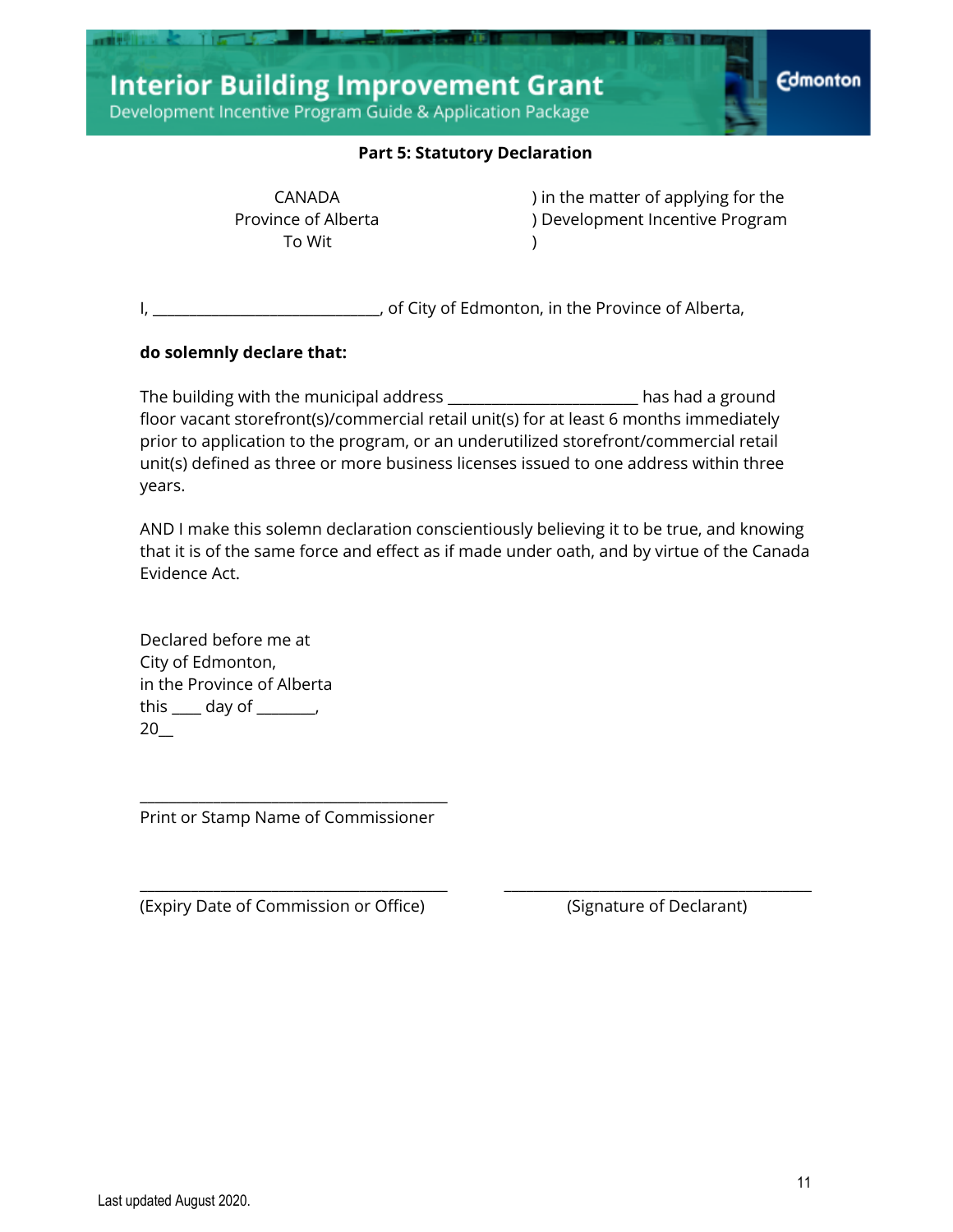## Part 5: Statutory Declaration

| | |
|---|---|
| CANADA | ) in the matter of applying for the |
| Province of Alberta | ) Development Incentive Program |
| To Wit | ) |

I, ____________________________, of City of Edmonton, in the Province of Alberta,

**do solemnly declare that:**

The building with the municipal address ________________________ has had a ground floor vacant storefront(s)/commercial retail unit(s) for at least 6 months immediately prior to application to the program, or an underutilized storefront/commercial retail unit(s) defined as three or more business licenses issued to one address within three years.

AND I make this solemn declaration conscientiously believing it to be true, and knowing that it is of the same force and effect as if made under oath, and by virtue of the Canada Evidence Act.

Declared before me at
City of Edmonton,
in the Province of Alberta
this ____ day of ________,
20__

_______________________________________
Print or Stamp Name of Commissioner

_______________________________________
(Expiry Date of Commission or Office)

_______________________________________
(Signature of Declarant)

Last updated August 2020.